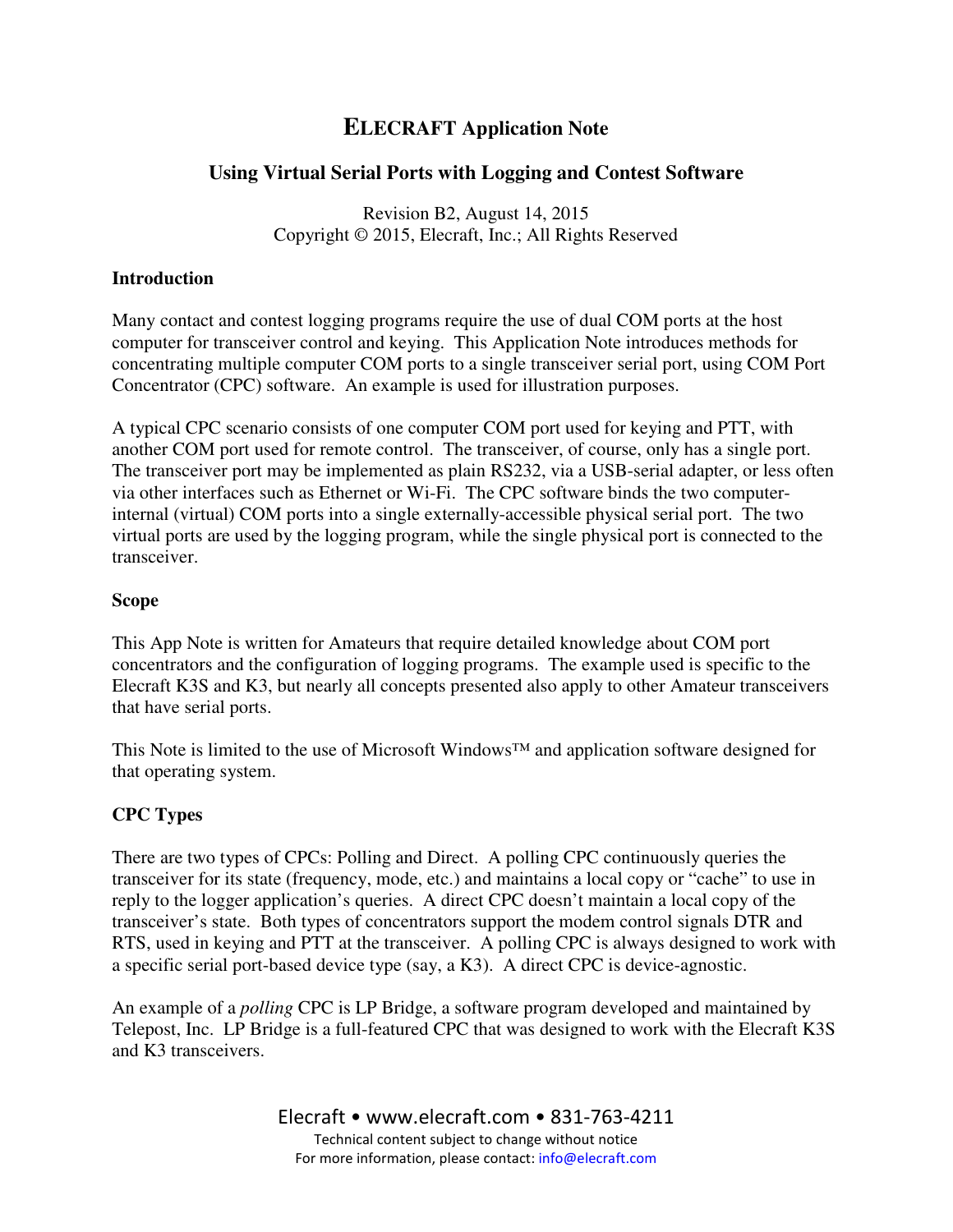# ELECRAFT Application Note

## Using Virtual Serial Ports with Logging and Contest Software

Revision B2, August 14, 2015
Copyright © 2015, Elecraft, Inc.; All Rights Reserved

### Introduction

Many contact and contest logging programs require the use of dual COM ports at the host computer for transceiver control and keying. This Application Note introduces methods for concentrating multiple computer COM ports to a single transceiver serial port, using COM Port Concentrator (CPC) software. An example is used for illustration purposes.

A typical CPC scenario consists of one computer COM port used for keying and PTT, with another COM port used for remote control. The transceiver, of course, only has a single port. The transceiver port may be implemented as plain RS232, via a USB-serial adapter, or less often via other interfaces such as Ethernet or Wi-Fi. The CPC software binds the two computer-internal (virtual) COM ports into a single externally-accessible physical serial port. The two virtual ports are used by the logging program, while the single physical port is connected to the transceiver.

### Scope

This App Note is written for Amateurs that require detailed knowledge about COM port concentrators and the configuration of logging programs. The example used is specific to the Elecraft K3S and K3, but nearly all concepts presented also apply to other Amateur transceivers that have serial ports.

This Note is limited to the use of Microsoft Windows™ and application software designed for that operating system.

### CPC Types

There are two types of CPCs: Polling and Direct. A polling CPC continuously queries the transceiver for its state (frequency, mode, etc.) and maintains a local copy or "cache" to use in reply to the logger application's queries. A direct CPC doesn't maintain a local copy of the transceiver's state. Both types of concentrators support the modem control signals DTR and RTS, used in keying and PTT at the transceiver. A polling CPC is always designed to work with a specific serial port-based device type (say, a K3). A direct CPC is device-agnostic.

An example of a *polling* CPC is LP Bridge, a software program developed and maintained by Telepost, Inc. LP Bridge is a full-featured CPC that was designed to work with the Elecraft K3S and K3 transceivers.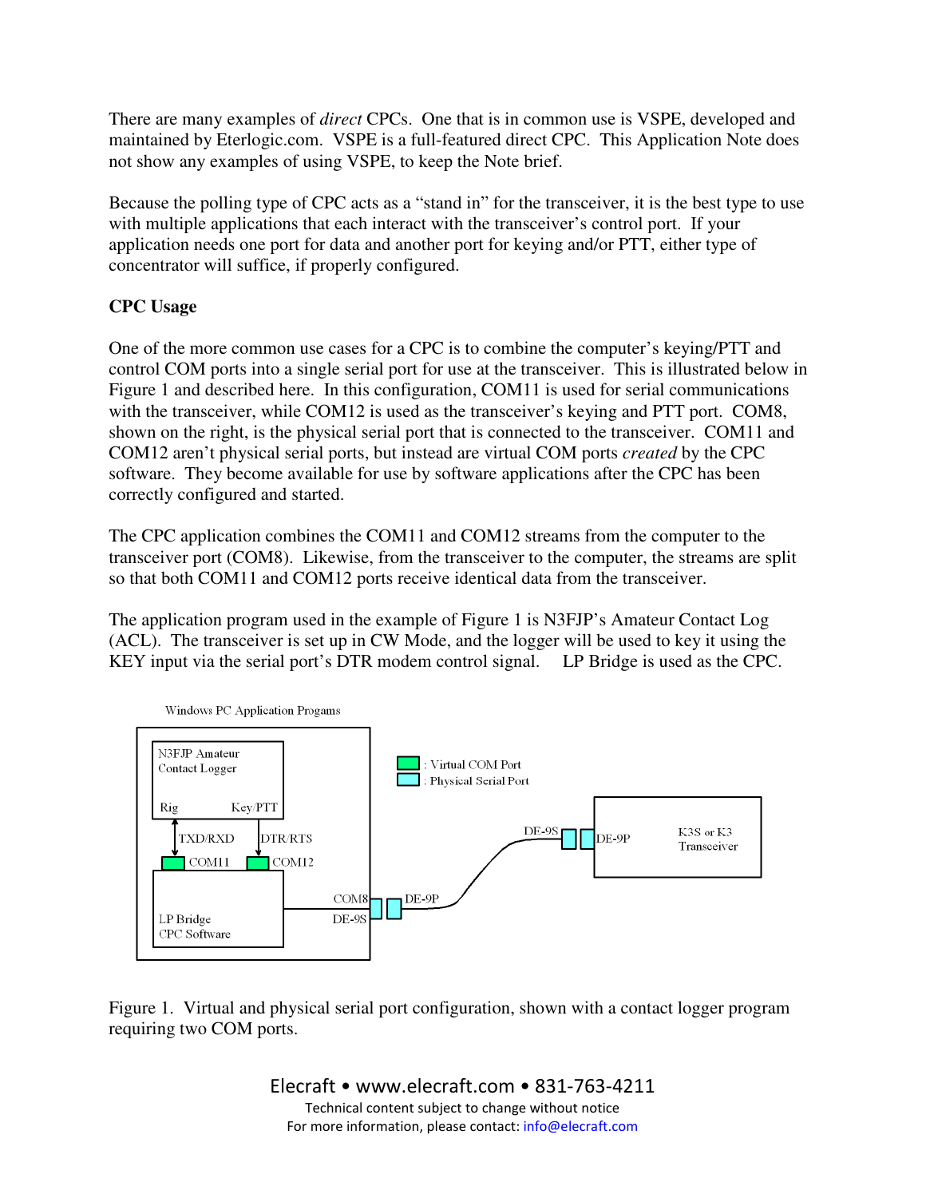There are many examples of *direct* CPCs. One that is in common use is VSPE, developed and maintained by Eterlogic.com. VSPE is a full-featured direct CPC. This Application Note does not show any examples of using VSPE, to keep the Note brief.

Because the polling type of CPC acts as a "stand in" for the transceiver, it is the best type to use with multiple applications that each interact with the transceiver's control port. If your application needs one port for data and another port for keying and/or PTT, either type of concentrator will suffice, if properly configured.

**CPC Usage**

One of the more common use cases for a CPC is to combine the computer's keying/PTT and control COM ports into a single serial port for use at the transceiver. This is illustrated below in Figure 1 and described here. In this configuration, COM11 is used for serial communications with the transceiver, while COM12 is used as the transceiver's keying and PTT port. COM8, shown on the right, is the physical serial port that is connected to the transceiver. COM11 and COM12 aren't physical serial ports, but instead are virtual COM ports *created* by the CPC software. They become available for use by software applications after the CPC has been correctly configured and started.

The CPC application combines the COM11 and COM12 streams from the computer to the transceiver port (COM8). Likewise, from the transceiver to the computer, the streams are split so that both COM11 and COM12 ports receive identical data from the transceiver.

The application program used in the example of Figure 1 is N3FJP's Amateur Contact Log (ACL). The transceiver is set up in CW Mode, and the logger will be used to key it using the KEY input via the serial port's DTR modem control signal. LP Bridge is used as the CPC.

Windows PC Application Progams

N3FJP Amateur Contact Logger — Rig, Key/PTT — TXD/RXD, DTR/RTS — COM11, COM12 — LP Bridge CPC Software — COM8 DE-9S — DE-9P — DE-9S — DE-9P — K3S or K3 Transceiver

Legend: Virtual COM Port; Physical Serial Port

Figure 1. Virtual and physical serial port configuration, shown with a contact logger program requiring two COM ports.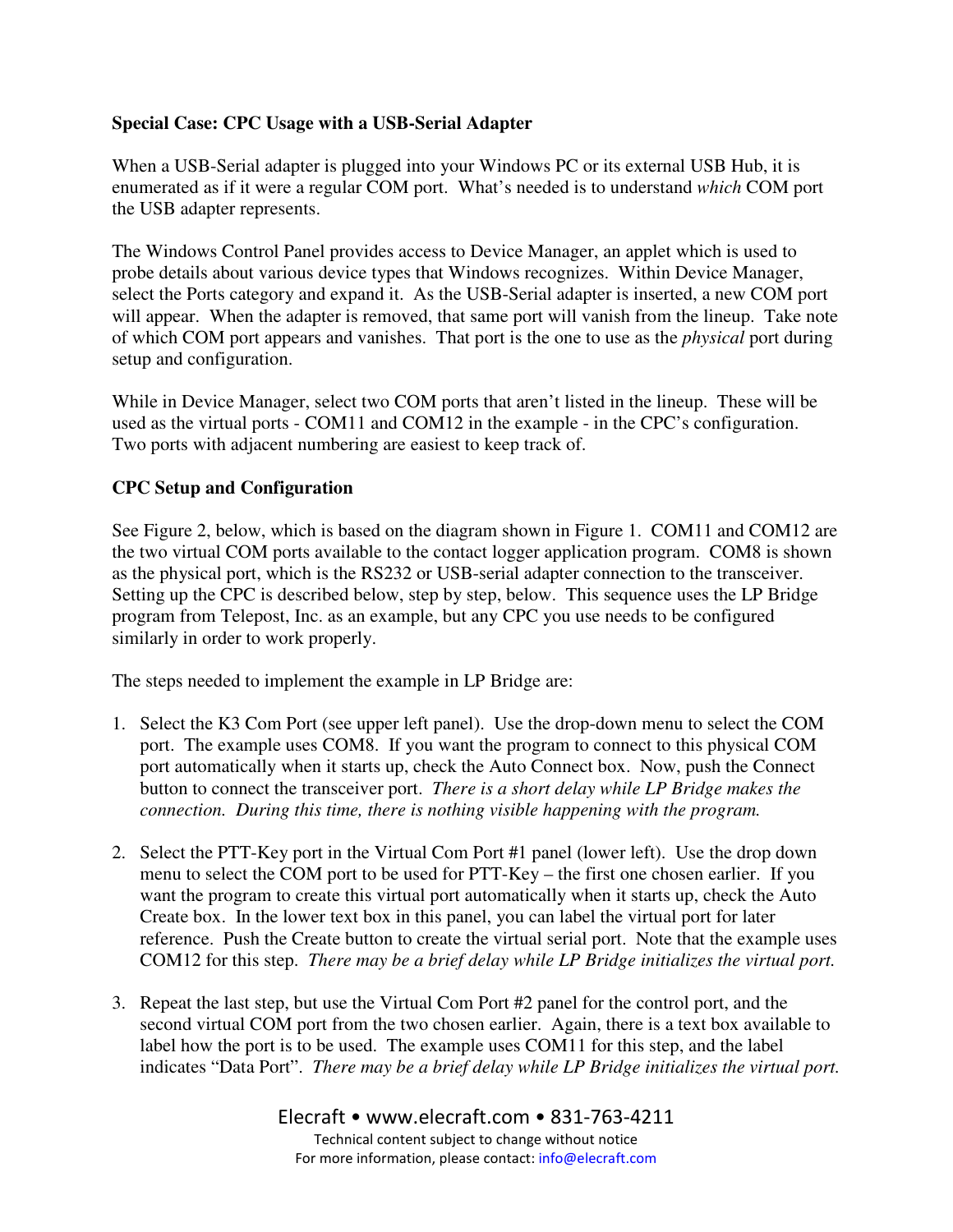**Special Case: CPC Usage with a USB-Serial Adapter**

When a USB-Serial adapter is plugged into your Windows PC or its external USB Hub, it is enumerated as if it were a regular COM port. What's needed is to understand *which* COM port the USB adapter represents.

The Windows Control Panel provides access to Device Manager, an applet which is used to probe details about various device types that Windows recognizes. Within Device Manager, select the Ports category and expand it. As the USB-Serial adapter is inserted, a new COM port will appear. When the adapter is removed, that same port will vanish from the lineup. Take note of which COM port appears and vanishes. That port is the one to use as the *physical* port during setup and configuration.

While in Device Manager, select two COM ports that aren't listed in the lineup. These will be used as the virtual ports - COM11 and COM12 in the example - in the CPC's configuration. Two ports with adjacent numbering are easiest to keep track of.

**CPC Setup and Configuration**

See Figure 2, below, which is based on the diagram shown in Figure 1. COM11 and COM12 are the two virtual COM ports available to the contact logger application program. COM8 is shown as the physical port, which is the RS232 or USB-serial adapter connection to the transceiver. Setting up the CPC is described below, step by step, below. This sequence uses the LP Bridge program from Telepost, Inc. as an example, but any CPC you use needs to be configured similarly in order to work properly.

The steps needed to implement the example in LP Bridge are:

1. Select the K3 Com Port (see upper left panel). Use the drop-down menu to select the COM port. The example uses COM8. If you want the program to connect to this physical COM port automatically when it starts up, check the Auto Connect box. Now, push the Connect button to connect the transceiver port. *There is a short delay while LP Bridge makes the connection. During this time, there is nothing visible happening with the program.*

2. Select the PTT-Key port in the Virtual Com Port #1 panel (lower left). Use the drop down menu to select the COM port to be used for PTT-Key – the first one chosen earlier. If you want the program to create this virtual port automatically when it starts up, check the Auto Create box. In the lower text box in this panel, you can label the virtual port for later reference. Push the Create button to create the virtual serial port. Note that the example uses COM12 for this step. *There may be a brief delay while LP Bridge initializes the virtual port.*

3. Repeat the last step, but use the Virtual Com Port #2 panel for the control port, and the second virtual COM port from the two chosen earlier. Again, there is a text box available to label how the port is to be used. The example uses COM11 for this step, and the label indicates "Data Port". *There may be a brief delay while LP Bridge initializes the virtual port.*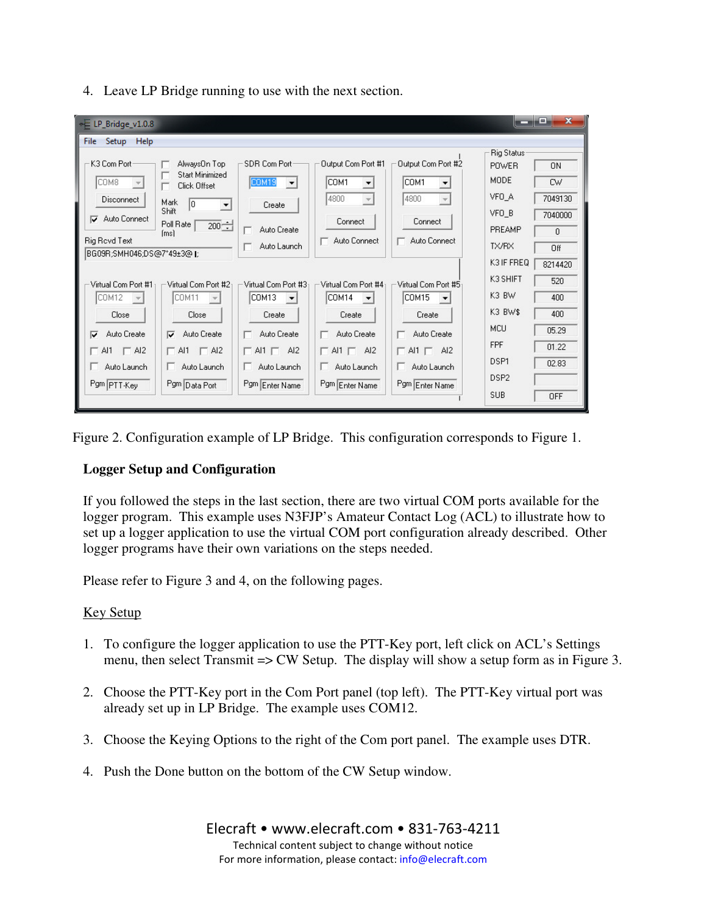4. Leave LP Bridge running to use with the next section.

Figure 2. Configuration example of LP Bridge. This configuration corresponds to Figure 1.

**Logger Setup and Configuration**

If you followed the steps in the last section, there are two virtual COM ports available for the logger program. This example uses N3FJP's Amateur Contact Log (ACL) to illustrate how to set up a logger application to use the virtual COM port configuration already described. Other logger programs have their own variations on the steps needed.

Please refer to Figure 3 and 4, on the following pages.

<u>Key Setup</u>

1. To configure the logger application to use the PTT-Key port, left click on ACL's Settings menu, then select Transmit => CW Setup. The display will show a setup form as in Figure 3.

2. Choose the PTT-Key port in the Com Port panel (top left). The PTT-Key virtual port was already set up in LP Bridge. The example uses COM12.

3. Choose the Keying Options to the right of the Com port panel. The example uses DTR.

4. Push the Done button on the bottom of the CW Setup window.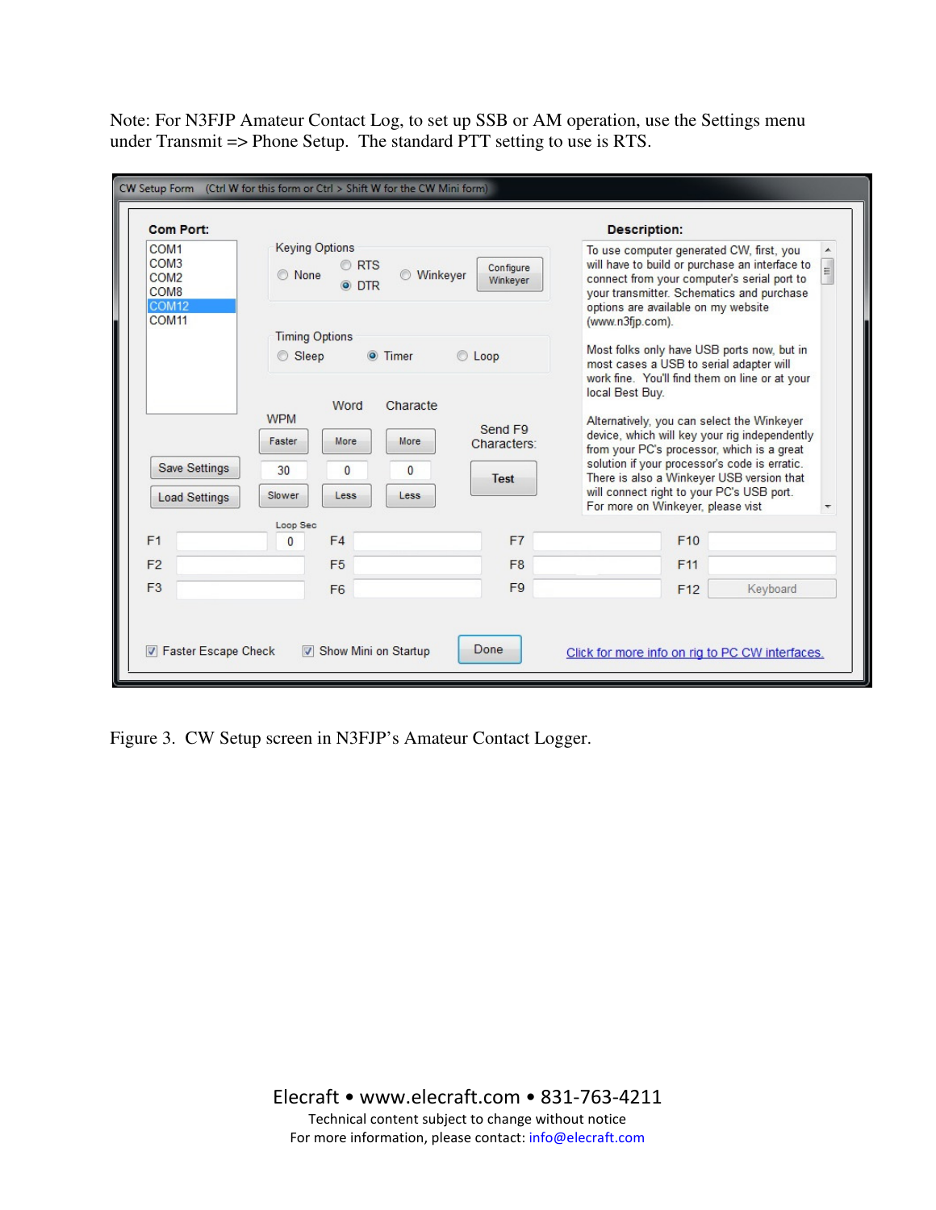Note: For N3FJP Amateur Contact Log, to set up SSB or AM operation, use the Settings menu under Transmit => Phone Setup. The standard PTT setting to use is RTS.

Figure 3. CW Setup screen in N3FJP's Amateur Contact Logger.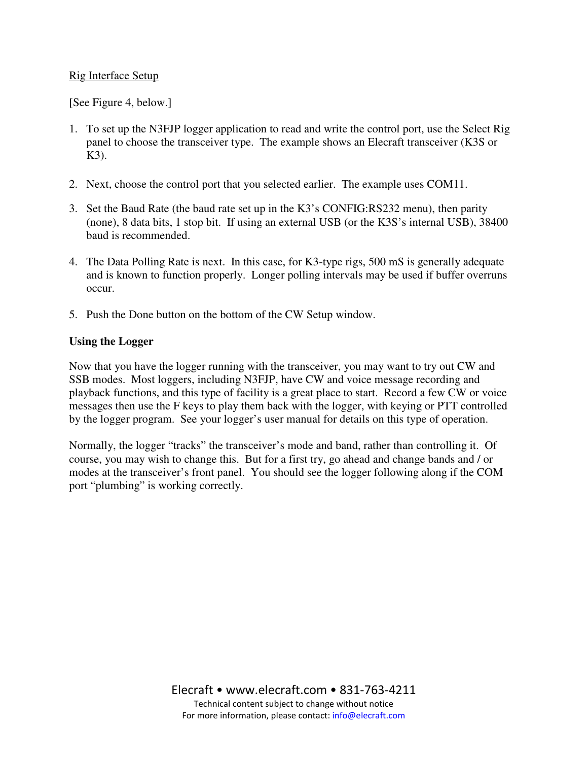Rig Interface Setup

[See Figure 4, below.]

1. To set up the N3FJP logger application to read and write the control port, use the Select Rig panel to choose the transceiver type. The example shows an Elecraft transceiver (K3S or K3).

2. Next, choose the control port that you selected earlier. The example uses COM11.

3. Set the Baud Rate (the baud rate set up in the K3's CONFIG:RS232 menu), then parity (none), 8 data bits, 1 stop bit. If using an external USB (or the K3S's internal USB), 38400 baud is recommended.

4. The Data Polling Rate is next. In this case, for K3-type rigs, 500 mS is generally adequate and is known to function properly. Longer polling intervals may be used if buffer overruns occur.

5. Push the Done button on the bottom of the CW Setup window.

**Using the Logger**

Now that you have the logger running with the transceiver, you may want to try out CW and SSB modes. Most loggers, including N3FJP, have CW and voice message recording and playback functions, and this type of facility is a great place to start. Record a few CW or voice messages then use the F keys to play them back with the logger, with keying or PTT controlled by the logger program. See your logger's user manual for details on this type of operation.

Normally, the logger "tracks" the transceiver's mode and band, rather than controlling it. Of course, you may wish to change this. But for a first try, go ahead and change bands and / or modes at the transceiver's front panel. You should see the logger following along if the COM port "plumbing" is working correctly.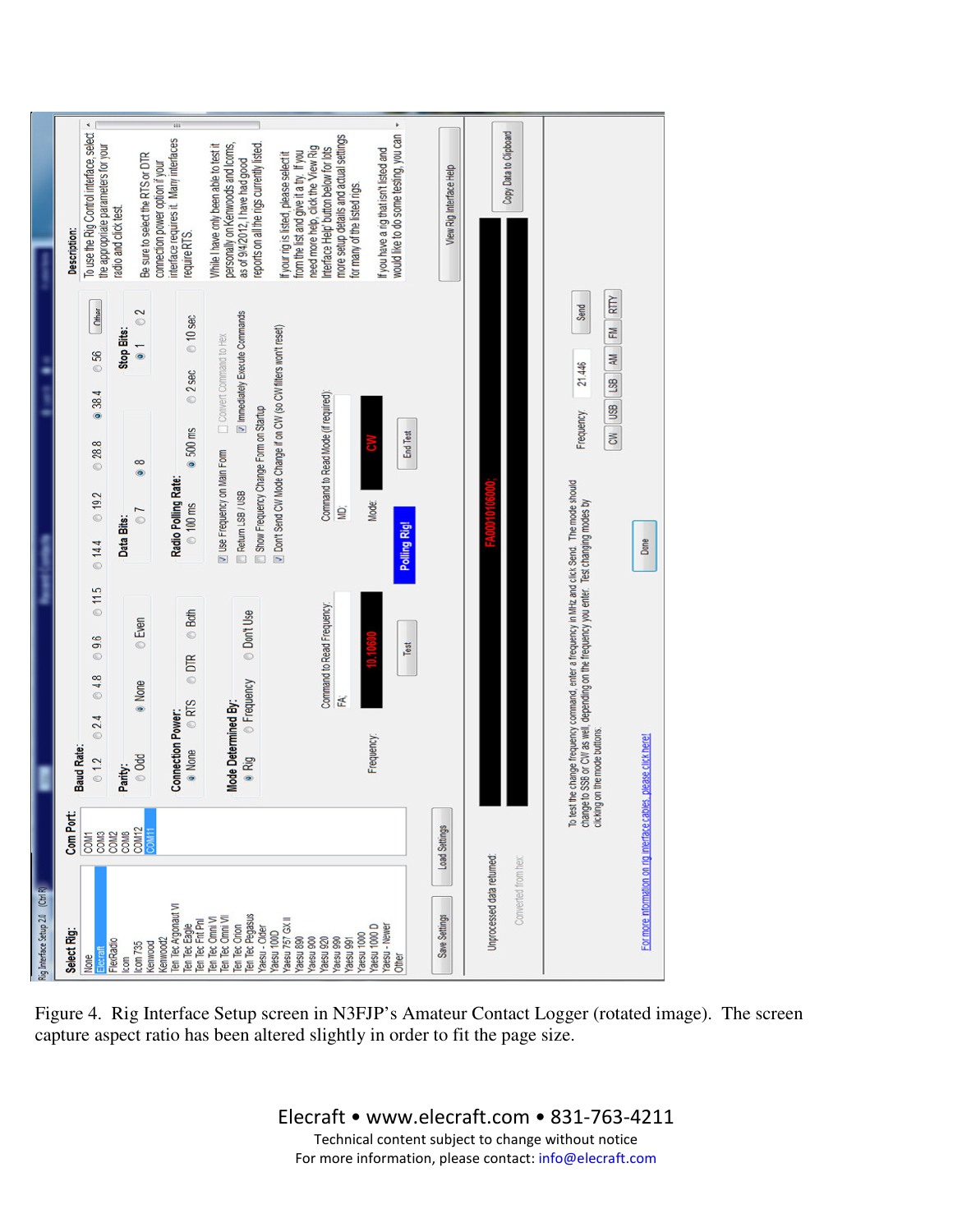Figure 4. Rig Interface Setup screen in N3FJP's Amateur Contact Logger (rotated image). The screen capture aspect ratio has been altered slightly in order to fit the page size.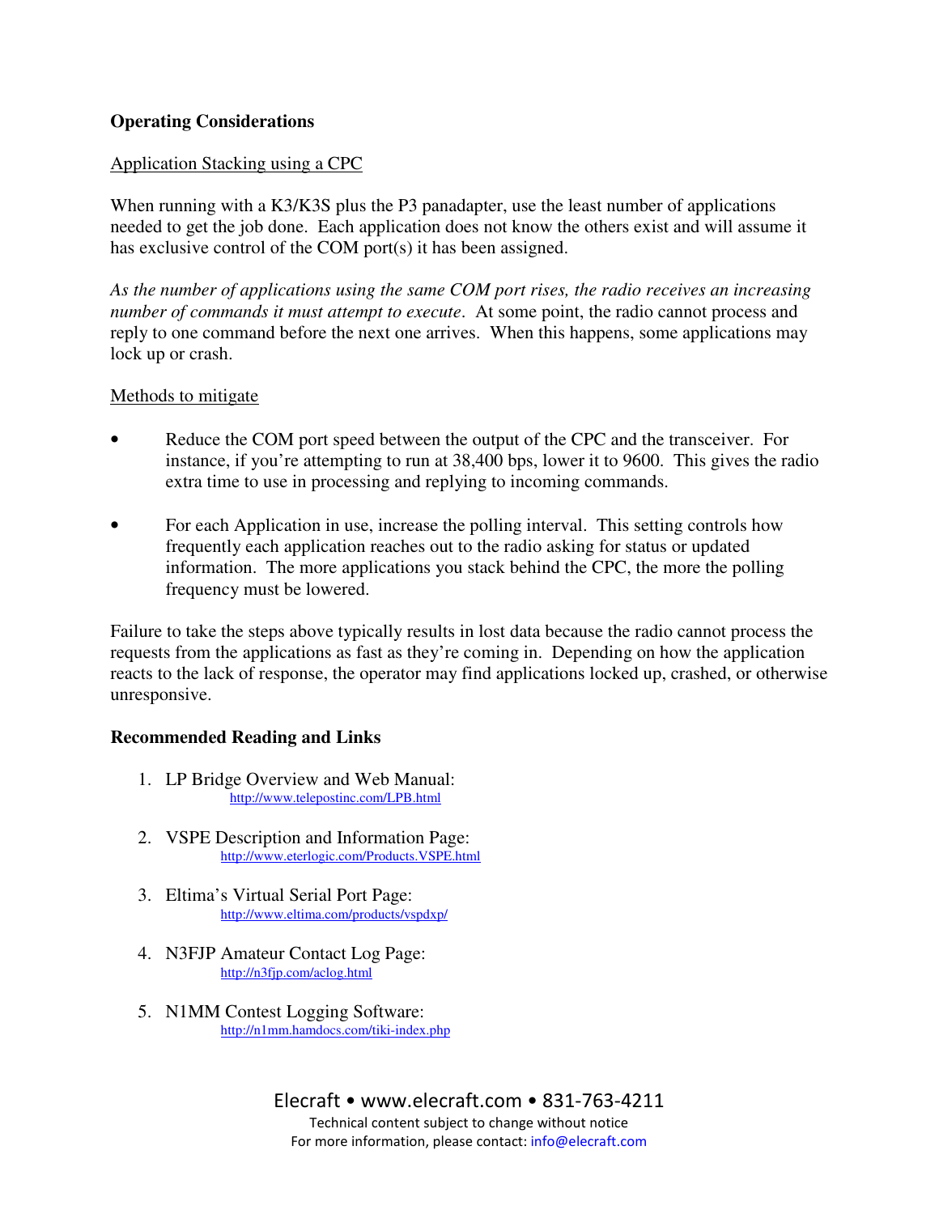## Operating Considerations

Application Stacking using a CPC

When running with a K3/K3S plus the P3 panadapter, use the least number of applications needed to get the job done. Each application does not know the others exist and will assume it has exclusive control of the COM port(s) it has been assigned.

*As the number of applications using the same COM port rises, the radio receives an increasing number of commands it must attempt to execute*. At some point, the radio cannot process and reply to one command before the next one arrives. When this happens, some applications may lock up or crash.

Methods to mitigate

- Reduce the COM port speed between the output of the CPC and the transceiver. For instance, if you're attempting to run at 38,400 bps, lower it to 9600. This gives the radio extra time to use in processing and replying to incoming commands.
- For each Application in use, increase the polling interval. This setting controls how frequently each application reaches out to the radio asking for status or updated information. The more applications you stack behind the CPC, the more the polling frequency must be lowered.

Failure to take the steps above typically results in lost data because the radio cannot process the requests from the applications as fast as they're coming in. Depending on how the application reacts to the lack of response, the operator may find applications locked up, crashed, or otherwise unresponsive.

## Recommended Reading and Links

1. LP Bridge Overview and Web Manual:
   http://www.telepostinc.com/LPB.html
2. VSPE Description and Information Page:
   http://www.eterlogic.com/Products.VSPE.html
3. Eltima's Virtual Serial Port Page:
   http://www.eltima.com/products/vspdxp/
4. N3FJP Amateur Contact Log Page:
   http://n3fjp.com/aclog.html
5. N1MM Contest Logging Software:
   http://n1mm.hamdocs.com/tiki-index.php